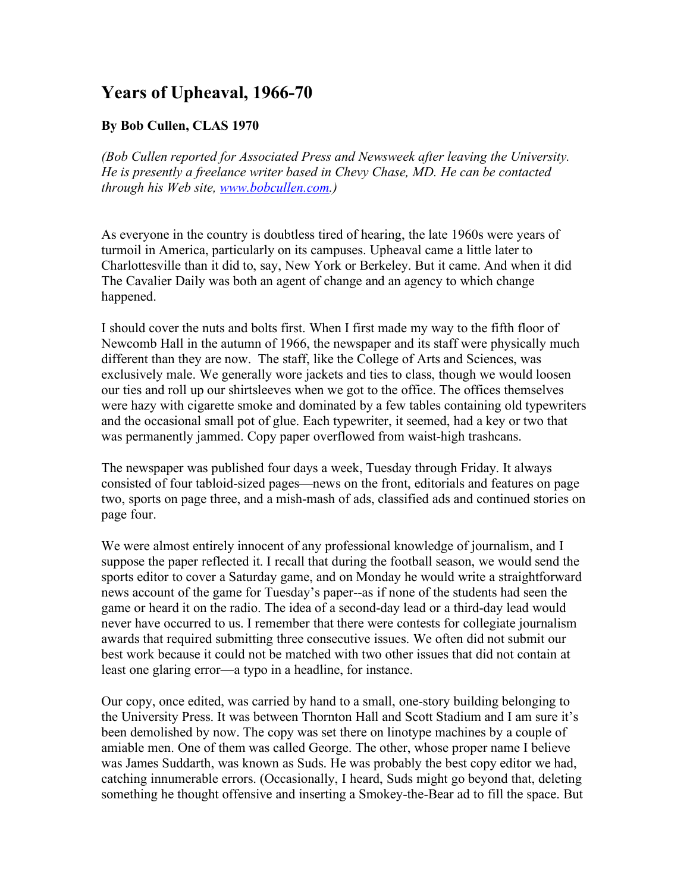# Years of Upheaval, 1966-70

**By Bob Cullen, CLAS 1970**

*(Bob Cullen reported for Associated Press and Newsweek after leaving the University. He is presently a freelance writer based in Chevy Chase, MD. He can be contacted through his Web site, [www.bobcullen.com](www.bobcullen.com).)*

As everyone in the country is doubtless tired of hearing, the late 1960s were years of turmoil in America, particularly on its campuses. Upheaval came a little later to Charlottesville than it did to, say, New York or Berkeley. But it came. And when it did The Cavalier Daily was both an agent of change and an agency to which change happened.

I should cover the nuts and bolts first. When I first made my way to the fifth floor of Newcomb Hall in the autumn of 1966, the newspaper and its staff were physically much different than they are now. The staff, like the College of Arts and Sciences, was exclusively male. We generally wore jackets and ties to class, though we would loosen our ties and roll up our shirtsleeves when we got to the office. The offices themselves were hazy with cigarette smoke and dominated by a few tables containing old typewriters and the occasional small pot of glue. Each typewriter, it seemed, had a key or two that was permanently jammed. Copy paper overflowed from waist-high trashcans.

The newspaper was published four days a week, Tuesday through Friday. It always consisted of four tabloid-sized pages—news on the front, editorials and features on page two, sports on page three, and a mish-mash of ads, classified ads and continued stories on page four.

We were almost entirely innocent of any professional knowledge of journalism, and I suppose the paper reflected it. I recall that during the football season, we would send the sports editor to cover a Saturday game, and on Monday he would write a straightforward news account of the game for Tuesday's paper--as if none of the students had seen the game or heard it on the radio. The idea of a second-day lead or a third-day lead would never have occurred to us. I remember that there were contests for collegiate journalism awards that required submitting three consecutive issues. We often did not submit our best work because it could not be matched with two other issues that did not contain at least one glaring error—a typo in a headline, for instance.

Our copy, once edited, was carried by hand to a small, one-story building belonging to the University Press. It was between Thornton Hall and Scott Stadium and I am sure it's been demolished by now. The copy was set there on linotype machines by a couple of amiable men. One of them was called George. The other, whose proper name I believe was James Suddarth, was known as Suds. He was probably the best copy editor we had, catching innumerable errors. (Occasionally, I heard, Suds might go beyond that, deleting something he thought offensive and inserting a Smokey-the-Bear ad to fill the space. But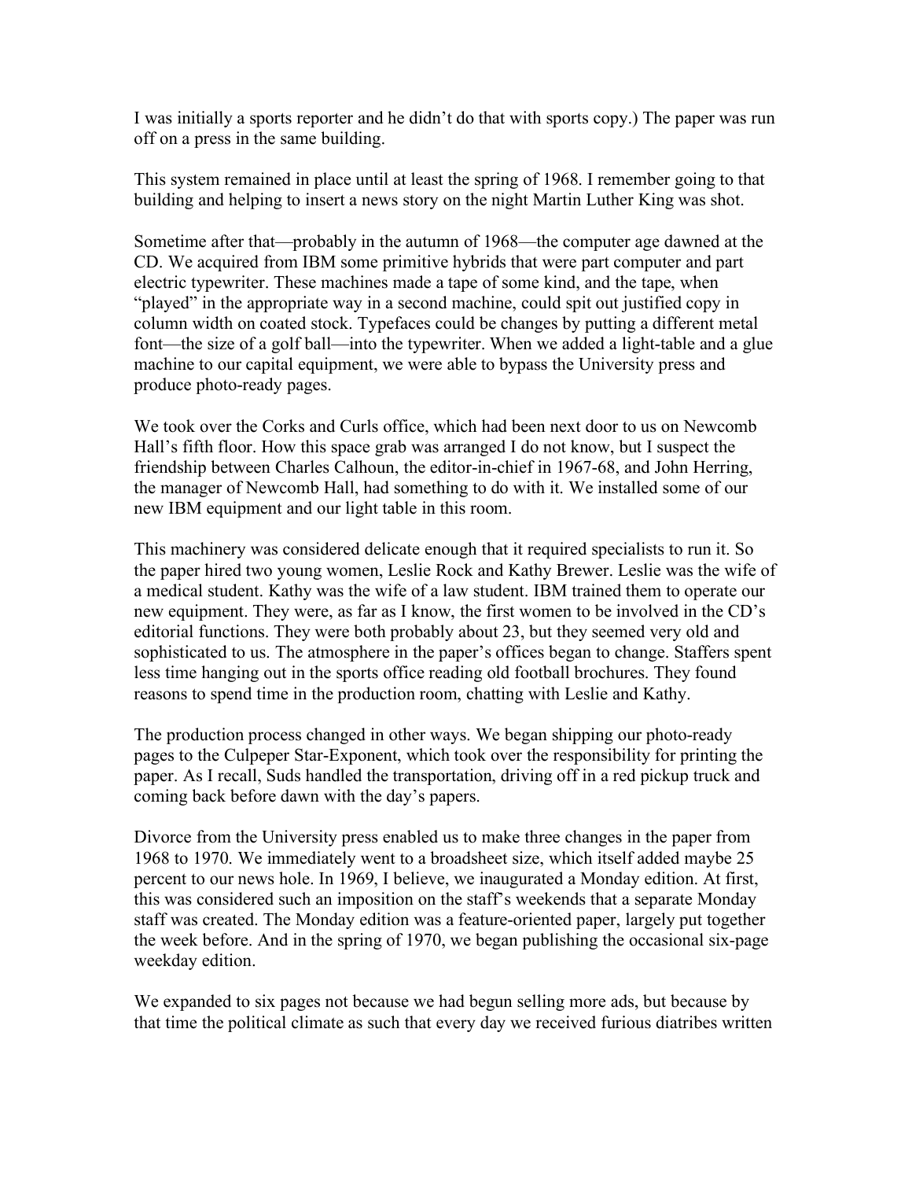I was initially a sports reporter and he didn't do that with sports copy.) The paper was run off on a press in the same building.

This system remained in place until at least the spring of 1968. I remember going to that building and helping to insert a news story on the night Martin Luther King was shot.

Sometime after that—probably in the autumn of 1968—the computer age dawned at the CD. We acquired from IBM some primitive hybrids that were part computer and part electric typewriter. These machines made a tape of some kind, and the tape, when "played" in the appropriate way in a second machine, could spit out justified copy in column width on coated stock. Typefaces could be changes by putting a different metal font—the size of a golf ball—into the typewriter. When we added a light-table and a glue machine to our capital equipment, we were able to bypass the University press and produce photo-ready pages.

We took over the Corks and Curls office, which had been next door to us on Newcomb Hall's fifth floor. How this space grab was arranged I do not know, but I suspect the friendship between Charles Calhoun, the editor-in-chief in 1967-68, and John Herring, the manager of Newcomb Hall, had something to do with it. We installed some of our new IBM equipment and our light table in this room.

This machinery was considered delicate enough that it required specialists to run it. So the paper hired two young women, Leslie Rock and Kathy Brewer. Leslie was the wife of a medical student. Kathy was the wife of a law student. IBM trained them to operate our new equipment. They were, as far as I know, the first women to be involved in the CD's editorial functions. They were both probably about 23, but they seemed very old and sophisticated to us. The atmosphere in the paper's offices began to change. Staffers spent less time hanging out in the sports office reading old football brochures. They found reasons to spend time in the production room, chatting with Leslie and Kathy.

The production process changed in other ways. We began shipping our photo-ready pages to the Culpeper Star-Exponent, which took over the responsibility for printing the paper. As I recall, Suds handled the transportation, driving off in a red pickup truck and coming back before dawn with the day's papers.

Divorce from the University press enabled us to make three changes in the paper from 1968 to 1970. We immediately went to a broadsheet size, which itself added maybe 25 percent to our news hole. In 1969, I believe, we inaugurated a Monday edition. At first, this was considered such an imposition on the staff's weekends that a separate Monday staff was created. The Monday edition was a feature-oriented paper, largely put together the week before. And in the spring of 1970, we began publishing the occasional six-page weekday edition.

We expanded to six pages not because we had begun selling more ads, but because by that time the political climate as such that every day we received furious diatribes written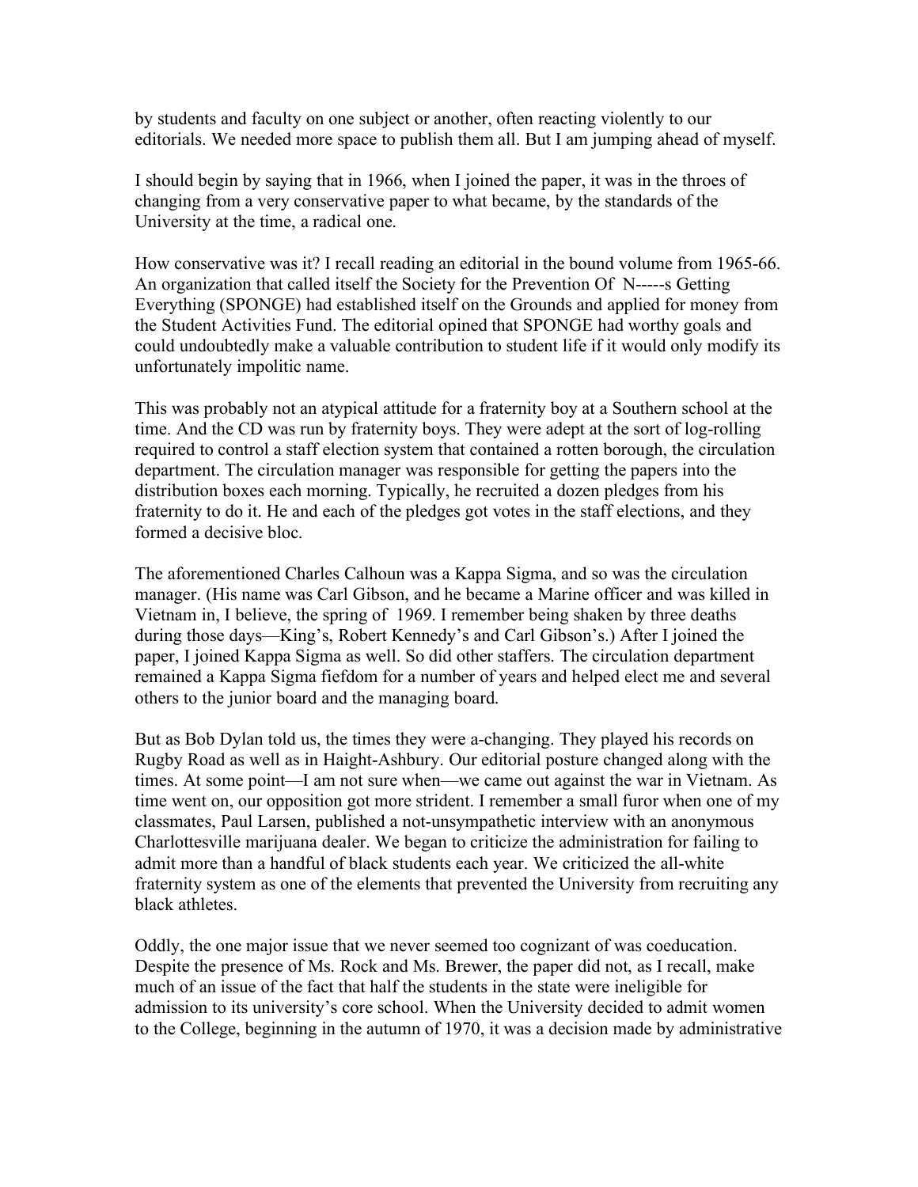by students and faculty on one subject or another, often reacting violently to our editorials. We needed more space to publish them all. But I am jumping ahead of myself.

I should begin by saying that in 1966, when I joined the paper, it was in the throes of changing from a very conservative paper to what became, by the standards of the University at the time, a radical one.

How conservative was it? I recall reading an editorial in the bound volume from 1965-66. An organization that called itself the Society for the Prevention Of N-----s Getting Everything (SPONGE) had established itself on the Grounds and applied for money from the Student Activities Fund. The editorial opined that SPONGE had worthy goals and could undoubtedly make a valuable contribution to student life if it would only modify its unfortunately impolitic name.

This was probably not an atypical attitude for a fraternity boy at a Southern school at the time. And the CD was run by fraternity boys. They were adept at the sort of log-rolling required to control a staff election system that contained a rotten borough, the circulation department. The circulation manager was responsible for getting the papers into the distribution boxes each morning. Typically, he recruited a dozen pledges from his fraternity to do it. He and each of the pledges got votes in the staff elections, and they formed a decisive bloc.

The aforementioned Charles Calhoun was a Kappa Sigma, and so was the circulation manager. (His name was Carl Gibson, and he became a Marine officer and was killed in Vietnam in, I believe, the spring of 1969. I remember being shaken by three deaths during those days—King's, Robert Kennedy's and Carl Gibson's.) After I joined the paper, I joined Kappa Sigma as well. So did other staffers. The circulation department remained a Kappa Sigma fiefdom for a number of years and helped elect me and several others to the junior board and the managing board.

But as Bob Dylan told us, the times they were a-changing. They played his records on Rugby Road as well as in Haight-Ashbury. Our editorial posture changed along with the times. At some point—I am not sure when—we came out against the war in Vietnam. As time went on, our opposition got more strident. I remember a small furor when one of my classmates, Paul Larsen, published a not-unsympathetic interview with an anonymous Charlottesville marijuana dealer. We began to criticize the administration for failing to admit more than a handful of black students each year. We criticized the all-white fraternity system as one of the elements that prevented the University from recruiting any black athletes.

Oddly, the one major issue that we never seemed too cognizant of was coeducation. Despite the presence of Ms. Rock and Ms. Brewer, the paper did not, as I recall, make much of an issue of the fact that half the students in the state were ineligible for admission to its university's core school. When the University decided to admit women to the College, beginning in the autumn of 1970, it was a decision made by administrative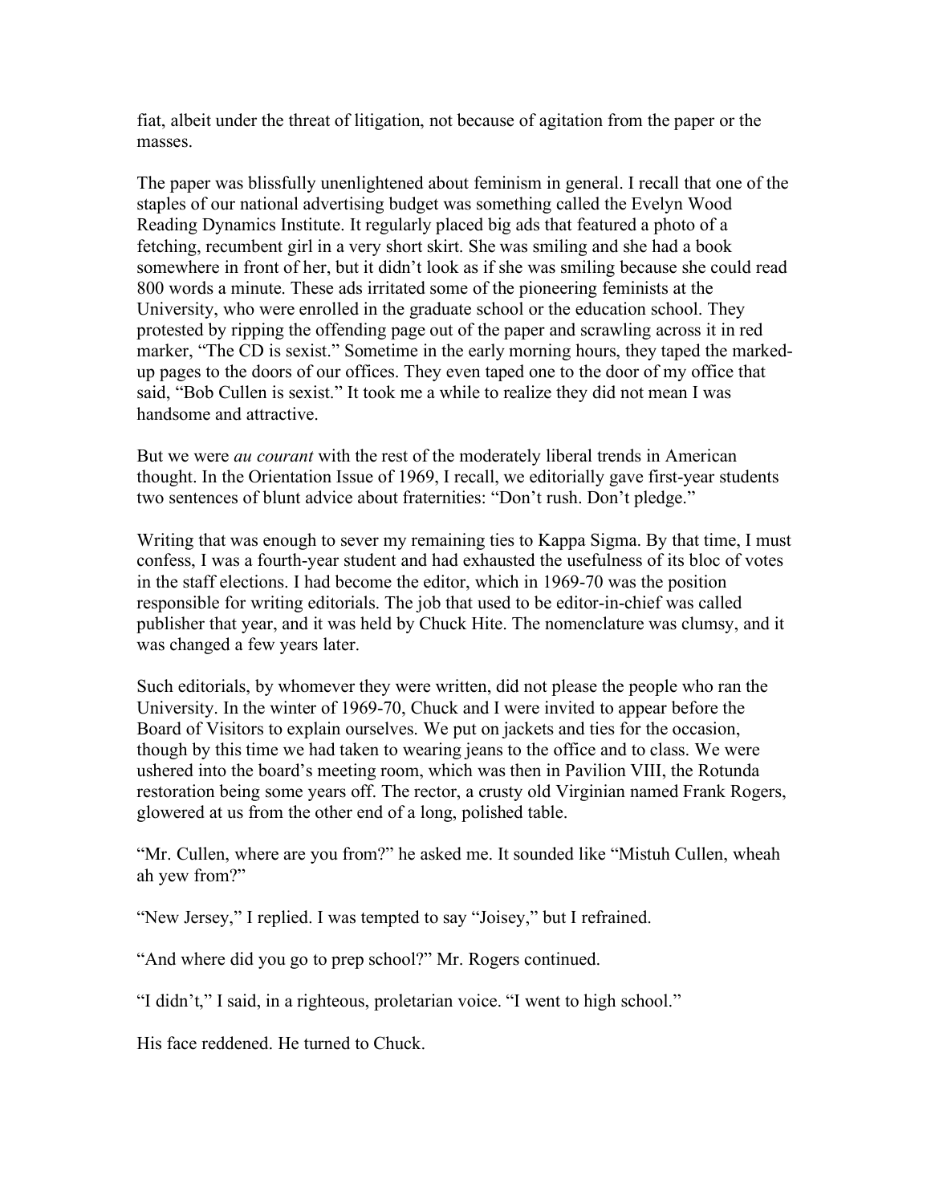fiat, albeit under the threat of litigation, not because of agitation from the paper or the masses.

The paper was blissfully unenlightened about feminism in general. I recall that one of the staples of our national advertising budget was something called the Evelyn Wood Reading Dynamics Institute. It regularly placed big ads that featured a photo of a fetching, recumbent girl in a very short skirt. She was smiling and she had a book somewhere in front of her, but it didn't look as if she was smiling because she could read 800 words a minute. These ads irritated some of the pioneering feminists at the University, who were enrolled in the graduate school or the education school. They protested by ripping the offending page out of the paper and scrawling across it in red marker, "The CD is sexist." Sometime in the early morning hours, they taped the marked-up pages to the doors of our offices. They even taped one to the door of my office that said, "Bob Cullen is sexist." It took me a while to realize they did not mean I was handsome and attractive.

But we were *au courant* with the rest of the moderately liberal trends in American thought. In the Orientation Issue of 1969, I recall, we editorially gave first-year students two sentences of blunt advice about fraternities: "Don't rush. Don't pledge."

Writing that was enough to sever my remaining ties to Kappa Sigma. By that time, I must confess, I was a fourth-year student and had exhausted the usefulness of its bloc of votes in the staff elections. I had become the editor, which in 1969-70 was the position responsible for writing editorials. The job that used to be editor-in-chief was called publisher that year, and it was held by Chuck Hite. The nomenclature was clumsy, and it was changed a few years later.

Such editorials, by whomever they were written, did not please the people who ran the University. In the winter of 1969-70, Chuck and I were invited to appear before the Board of Visitors to explain ourselves. We put on jackets and ties for the occasion, though by this time we had taken to wearing jeans to the office and to class. We were ushered into the board's meeting room, which was then in Pavilion VIII, the Rotunda restoration being some years off. The rector, a crusty old Virginian named Frank Rogers, glowered at us from the other end of a long, polished table.

"Mr. Cullen, where are you from?" he asked me. It sounded like "Mistuh Cullen, wheah ah yew from?"

"New Jersey," I replied. I was tempted to say "Joisey," but I refrained.

"And where did you go to prep school?" Mr. Rogers continued.

"I didn't," I said, in a righteous, proletarian voice. "I went to high school."

His face reddened. He turned to Chuck.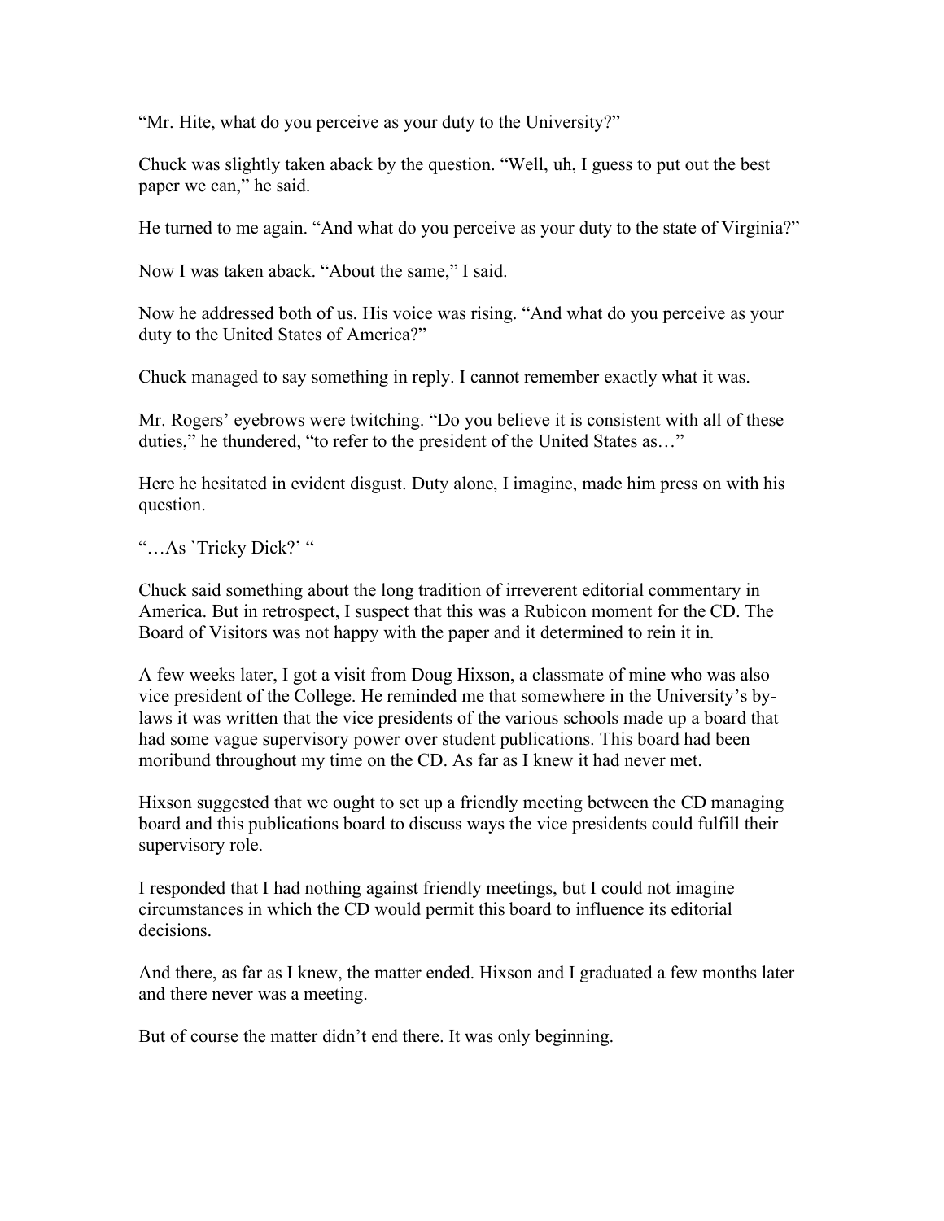"Mr. Hite, what do you perceive as your duty to the University?"

Chuck was slightly taken aback by the question. "Well, uh, I guess to put out the best paper we can," he said.

He turned to me again. "And what do you perceive as your duty to the state of Virginia?"

Now I was taken aback. "About the same," I said.

Now he addressed both of us. His voice was rising. "And what do you perceive as your duty to the United States of America?"

Chuck managed to say something in reply. I cannot remember exactly what it was.

Mr. Rogers' eyebrows were twitching. "Do you believe it is consistent with all of these duties," he thundered, "to refer to the president of the United States as…"

Here he hesitated in evident disgust. Duty alone, I imagine, made him press on with his question.

"…As `Tricky Dick?' "

Chuck said something about the long tradition of irreverent editorial commentary in America. But in retrospect, I suspect that this was a Rubicon moment for the CD. The Board of Visitors was not happy with the paper and it determined to rein it in.

A few weeks later, I got a visit from Doug Hixson, a classmate of mine who was also vice president of the College. He reminded me that somewhere in the University's by-laws it was written that the vice presidents of the various schools made up a board that had some vague supervisory power over student publications. This board had been moribund throughout my time on the CD. As far as I knew it had never met.

Hixson suggested that we ought to set up a friendly meeting between the CD managing board and this publications board to discuss ways the vice presidents could fulfill their supervisory role.

I responded that I had nothing against friendly meetings, but I could not imagine circumstances in which the CD would permit this board to influence its editorial decisions.

And there, as far as I knew, the matter ended. Hixson and I graduated a few months later and there never was a meeting.

But of course the matter didn't end there. It was only beginning.